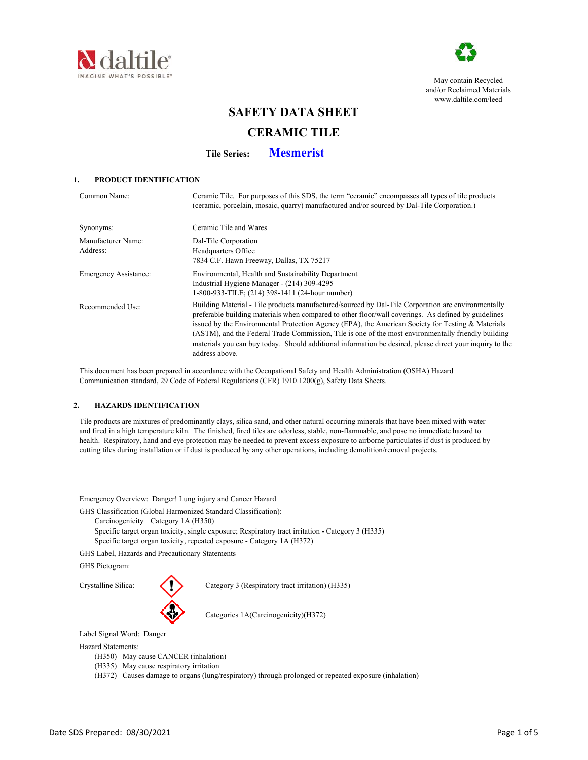daltile
IMAGINE WHAT'S POSSIBLE

May contain Recycled and/or Reclaimed Materials
www.daltile.com/leed

# SAFETY DATA SHEET

# CERAMIC TILE

**Tile Series: Mesmerist**

## 1. PRODUCT IDENTIFICATION

| | |
|---|---|
| Common Name: | Ceramic Tile. For purposes of this SDS, the term "ceramic" encompasses all types of tile products (ceramic, porcelain, mosaic, quarry) manufactured and/or sourced by Dal-Tile Corporation.) |
| Synonyms: | Ceramic Tile and Wares |
| Manufacturer Name:<br>Address: | Dal-Tile Corporation<br>Headquarters Office<br>7834 C.F. Hawn Freeway, Dallas, TX 75217 |
| Emergency Assistance: | Environmental, Health and Sustainability Department<br>Industrial Hygiene Manager - (214) 309-4295<br>1-800-933-TILE; (214) 398-1411 (24-hour number) |
| Recommended Use: | Building Material - Tile products manufactured/sourced by Dal-Tile Corporation are environmentally preferable building materials when compared to other floor/wall coverings. As defined by guidelines issued by the Environmental Protection Agency (EPA), the American Society for Testing & Materials (ASTM), and the Federal Trade Commission, Tile is one of the most environmentally friendly building materials you can buy today. Should additional information be desired, please direct your inquiry to the address above. |

This document has been prepared in accordance with the Occupational Safety and Health Administration (OSHA) Hazard Communication standard, 29 Code of Federal Regulations (CFR) 1910.1200(g), Safety Data Sheets.

## 2. HAZARDS IDENTIFICATION

Tile products are mixtures of predominantly clays, silica sand, and other natural occurring minerals that have been mixed with water and fired in a high temperature kiln. The finished, fired tiles are odorless, stable, non-flammable, and pose no immediate hazard to health. Respiratory, hand and eye protection may be needed to prevent excess exposure to airborne particulates if dust is produced by cutting tiles during installation or if dust is produced by any other operations, including demolition/removal projects.

Emergency Overview: Danger! Lung injury and Cancer Hazard

GHS Classification (Global Harmonized Standard Classification):

- Carcinogenicity Category 1A (H350)
- Specific target organ toxicity, single exposure; Respiratory tract irritation - Category 3 (H335)
- Specific target organ toxicity, repeated exposure - Category 1A (H372)

GHS Label, Hazards and Precautionary Statements

GHS Pictogram:

Crystalline Silica:

- Category 3 (Respiratory tract irritation) (H335)
- Categories 1A(Carcinogenicity)(H372)

Label Signal Word: Danger

Hazard Statements:

- (H350) May cause CANCER (inhalation)
- (H335) May cause respiratory irritation
- (H372) Causes damage to organs (lung/respiratory) through prolonged or repeated exposure (inhalation)

Date SDS Prepared: 08/30/2021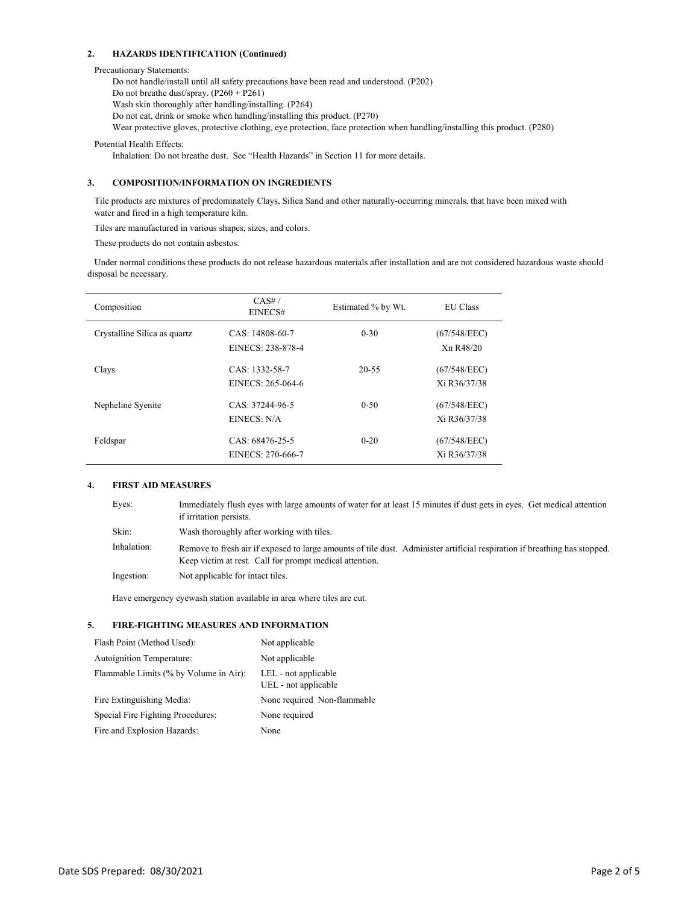## 2. HAZARDS IDENTIFICATION (Continued)

Precautionary Statements:

Do not handle/install until all safety precautions have been read and understood. (P202)
Do not breathe dust/spray. (P260 + P261)
Wash skin thoroughly after handling/installing. (P264)
Do not eat, drink or smoke when handling/installing this product. (P270)
Wear protective gloves, protective clothing, eye protection, face protection when handling/installing this product. (P280)

Potential Health Effects:

Inhalation: Do not breathe dust. See "Health Hazards" in Section 11 for more details.

## 3. COMPOSITION/INFORMATION ON INGREDIENTS

Tile products are mixtures of predominately Clays, Silica Sand and other naturally-occurring minerals, that have been mixed with water and fired in a high temperature kiln.

Tiles are manufactured in various shapes, sizes, and colors.

These products do not contain asbestos.

Under normal conditions these products do not release hazardous materials after installation and are not considered hazardous waste should disposal be necessary.

| Composition | CAS# / EINECS# | Estimated % by Wt. | EU Class |
|---|---|---|---|
| Crystalline Silica as quartz | CAS: 14808-60-7<br>EINECS: 238-878-4 | 0-30 | (67/548/EEC)<br>Xn R48/20 |
| Clays | CAS: 1332-58-7<br>EINECS: 265-064-6 | 20-55 | (67/548/EEC)<br>Xi R36/37/38 |
| Nepheline Syenite | CAS: 37244-96-5<br>EINECS: N/A | 0-50 | (67/548/EEC)<br>Xi R36/37/38 |
| Feldspar | CAS: 68476-25-5<br>EINECS: 270-666-7 | 0-20 | (67/548/EEC)<br>Xi R36/37/38 |

## 4. FIRST AID MEASURES

| | |
|---|---|
| Eyes: | Immediately flush eyes with large amounts of water for at least 15 minutes if dust gets in eyes. Get medical attention if irritation persists. |
| Skin: | Wash thoroughly after working with tiles. |
| Inhalation: | Remove to fresh air if exposed to large amounts of tile dust. Administer artificial respiration if breathing has stopped. Keep victim at rest. Call for prompt medical attention. |
| Ingestion: | Not applicable for intact tiles. |

Have emergency eyewash station available in area where tiles are cut.

## 5. FIRE-FIGHTING MEASURES AND INFORMATION

| | |
|---|---|
| Flash Point (Method Used): | Not applicable |
| Autoignition Temperature: | Not applicable |
| Flammable Limits (% by Volume in Air): | LEL - not applicable<br>UEL - not applicable |
| Fire Extinguishing Media: | None required Non-flammable |
| Special Fire Fighting Procedures: | None required |
| Fire and Explosion Hazards: | None |

Date SDS Prepared: 08/30/2021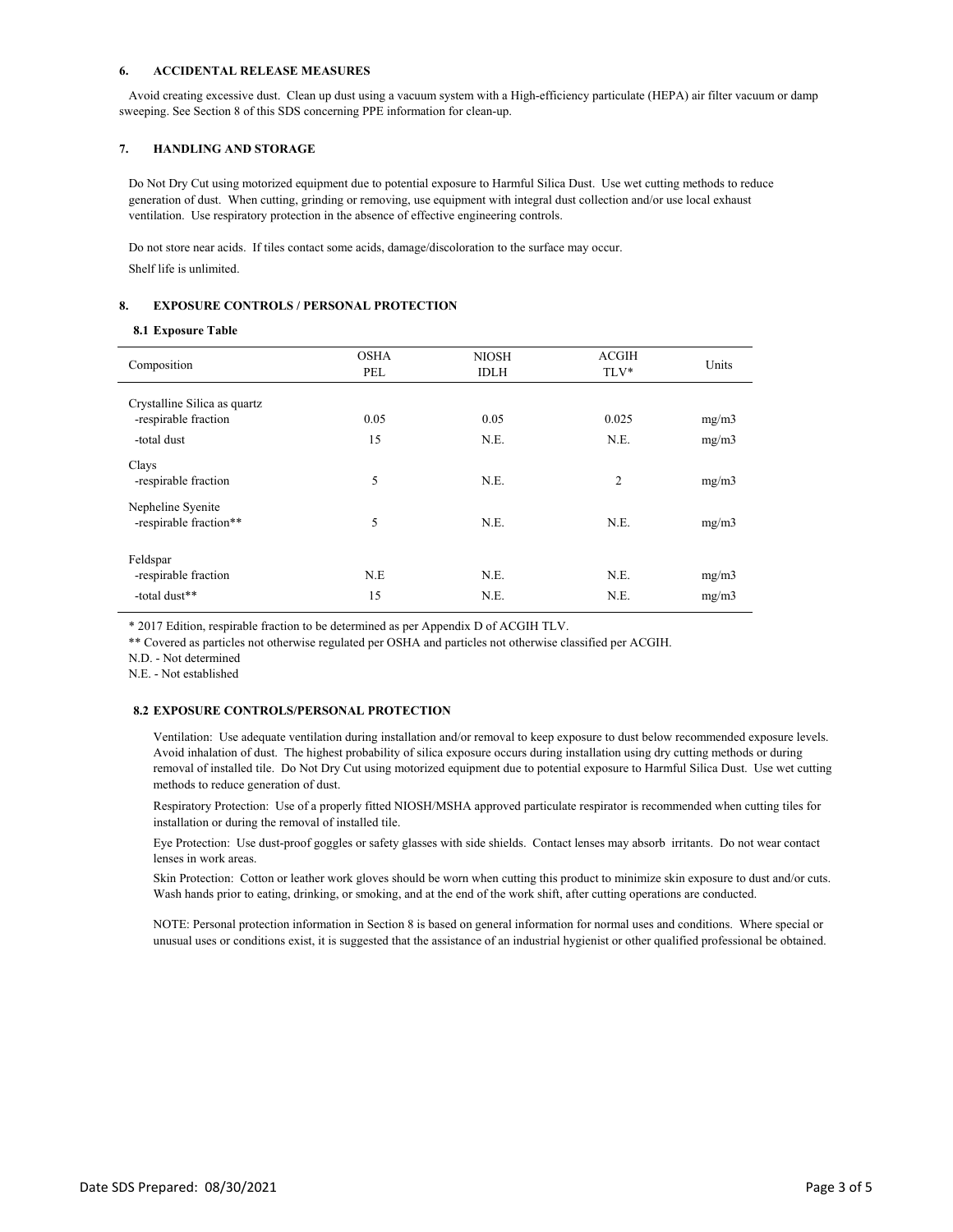## 6. ACCIDENTAL RELEASE MEASURES

Avoid creating excessive dust. Clean up dust using a vacuum system with a High-efficiency particulate (HEPA) air filter vacuum or damp sweeping. See Section 8 of this SDS concerning PPE information for clean-up.

## 7. HANDLING AND STORAGE

Do Not Dry Cut using motorized equipment due to potential exposure to Harmful Silica Dust. Use wet cutting methods to reduce generation of dust. When cutting, grinding or removing, use equipment with integral dust collection and/or use local exhaust ventilation. Use respiratory protection in the absence of effective engineering controls.

Do not store near acids. If tiles contact some acids, damage/discoloration to the surface may occur.

Shelf life is unlimited.

## 8. EXPOSURE CONTROLS / PERSONAL PROTECTION

### 8.1 Exposure Table

| Composition | OSHA PEL | NIOSH IDLH | ACGIH TLV* | Units |
|---|---|---|---|---|
| Crystalline Silica as quartz | | | | |
| -respirable fraction | 0.05 | 0.05 | 0.025 | mg/m3 |
| -total dust | 15 | N.E. | N.E. | mg/m3 |
| Clays | | | | |
| -respirable fraction | 5 | N.E. | 2 | mg/m3 |
| Nepheline Syenite | | | | |
| -respirable fraction** | 5 | N.E. | N.E. | mg/m3 |
| Feldspar | | | | |
| -respirable fraction | N.E | N.E. | N.E. | mg/m3 |
| -total dust** | 15 | N.E. | N.E. | mg/m3 |

* 2017 Edition, respirable fraction to be determined as per Appendix D of ACGIH TLV.

** Covered as particles not otherwise regulated per OSHA and particles not otherwise classified per ACGIH.

N.D. - Not determined

N.E. - Not established

### 8.2 EXPOSURE CONTROLS/PERSONAL PROTECTION

Ventilation: Use adequate ventilation during installation and/or removal to keep exposure to dust below recommended exposure levels. Avoid inhalation of dust. The highest probability of silica exposure occurs during installation using dry cutting methods or during removal of installed tile. Do Not Dry Cut using motorized equipment due to potential exposure to Harmful Silica Dust. Use wet cutting methods to reduce generation of dust.

Respiratory Protection: Use of a properly fitted NIOSH/MSHA approved particulate respirator is recommended when cutting tiles for installation or during the removal of installed tile.

Eye Protection: Use dust-proof goggles or safety glasses with side shields. Contact lenses may absorb irritants. Do not wear contact lenses in work areas.

Skin Protection: Cotton or leather work gloves should be worn when cutting this product to minimize skin exposure to dust and/or cuts. Wash hands prior to eating, drinking, or smoking, and at the end of the work shift, after cutting operations are conducted.

NOTE: Personal protection information in Section 8 is based on general information for normal uses and conditions. Where special or unusual uses or conditions exist, it is suggested that the assistance of an industrial hygienist or other qualified professional be obtained.

Date SDS Prepared: 08/30/2021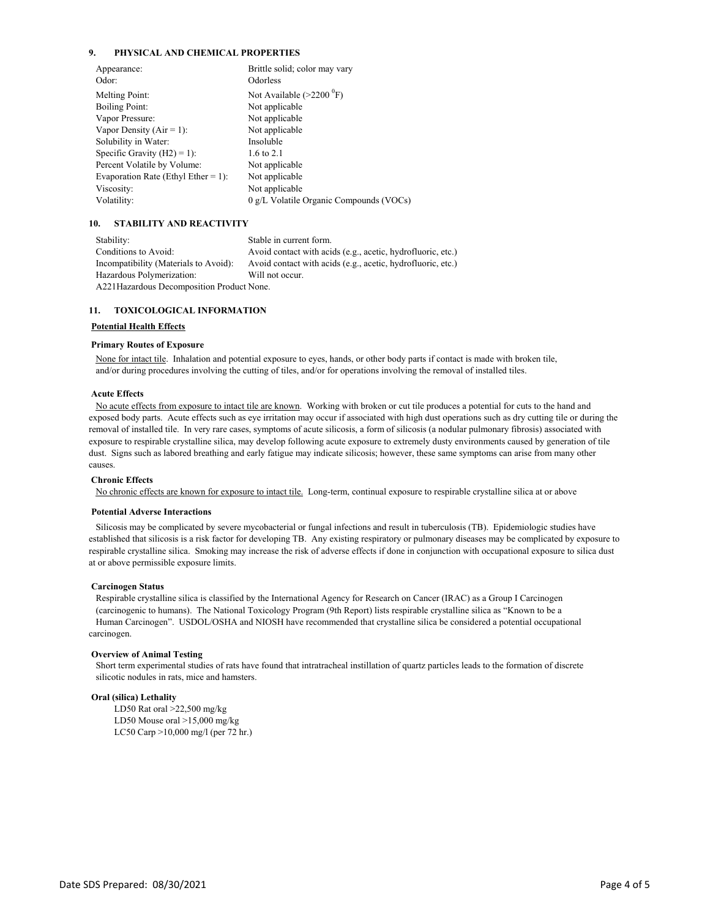## 9. PHYSICAL AND CHEMICAL PROPERTIES

| | |
|---|---|
| Appearance: | Brittle solid; color may vary |
| Odor: | Odorless |
| Melting Point: | Not Available (>2200 $^0$F) |
| Boiling Point: | Not applicable |
| Vapor Pressure: | Not applicable |
| Vapor Density (Air = 1): | Not applicable |
| Solubility in Water: | Insoluble |
| Specific Gravity (H2) = 1): | 1.6 to 2.1 |
| Percent Volatile by Volume: | Not applicable |
| Evaporation Rate (Ethyl Ether = 1): | Not applicable |
| Viscosity: | Not applicable |
| Volatility: | 0 g/L Volatile Organic Compounds (VOCs) |

## 10. STABILITY AND REACTIVITY

| | |
|---|---|
| Stability: | Stable in current form. |
| Conditions to Avoid: | Avoid contact with acids (e.g., acetic, hydrofluoric, etc.) |
| Incompatibility (Materials to Avoid): | Avoid contact with acids (e.g., acetic, hydrofluoric, etc.) |
| Hazardous Polymerization: | Will not occur. |

A221Hazardous Decomposition Product None.

## 11. TOXICOLOGICAL INFORMATION

**Potential Health Effects**

**Primary Routes of Exposure**

None for intact tile. Inhalation and potential exposure to eyes, hands, or other body parts if contact is made with broken tile, and/or during procedures involving the cutting of tiles, and/or for operations involving the removal of installed tiles.

**Acute Effects**

No acute effects from exposure to intact tile are known. Working with broken or cut tile produces a potential for cuts to the hand and exposed body parts. Acute effects such as eye irritation may occur if associated with high dust operations such as dry cutting tile or during the removal of installed tile. In very rare cases, symptoms of acute silicosis, a form of silicosis (a nodular pulmonary fibrosis) associated with exposure to respirable crystalline silica, may develop following acute exposure to extremely dusty environments caused by generation of tile dust. Signs such as labored breathing and early fatigue may indicate silicosis; however, these same symptoms can arise from many other causes.

**Chronic Effects**

No chronic effects are known for exposure to intact tile. Long-term, continual exposure to respirable crystalline silica at or above

**Potential Adverse Interactions**

Silicosis may be complicated by severe mycobacterial or fungal infections and result in tuberculosis (TB). Epidemiologic studies have established that silicosis is a risk factor for developing TB. Any existing respiratory or pulmonary diseases may be complicated by exposure to respirable crystalline silica. Smoking may increase the risk of adverse effects if done in conjunction with occupational exposure to silica dust at or above permissible exposure limits.

**Carcinogen Status**

Respirable crystalline silica is classified by the International Agency for Research on Cancer (IRAC) as a Group I Carcinogen (carcinogenic to humans). The National Toxicology Program (9th Report) lists respirable crystalline silica as "Known to be a Human Carcinogen". USDOL/OSHA and NIOSH have recommended that crystalline silica be considered a potential occupational carcinogen.

**Overview of Animal Testing**

Short term experimental studies of rats have found that intratracheal instillation of quartz particles leads to the formation of discrete silicotic nodules in rats, mice and hamsters.

**Oral (silica) Lethality**

LD50 Rat oral >22,500 mg/kg
LD50 Mouse oral >15,000 mg/kg
LC50 Carp >10,000 mg/l (per 72 hr.)

Date SDS Prepared: 08/30/2021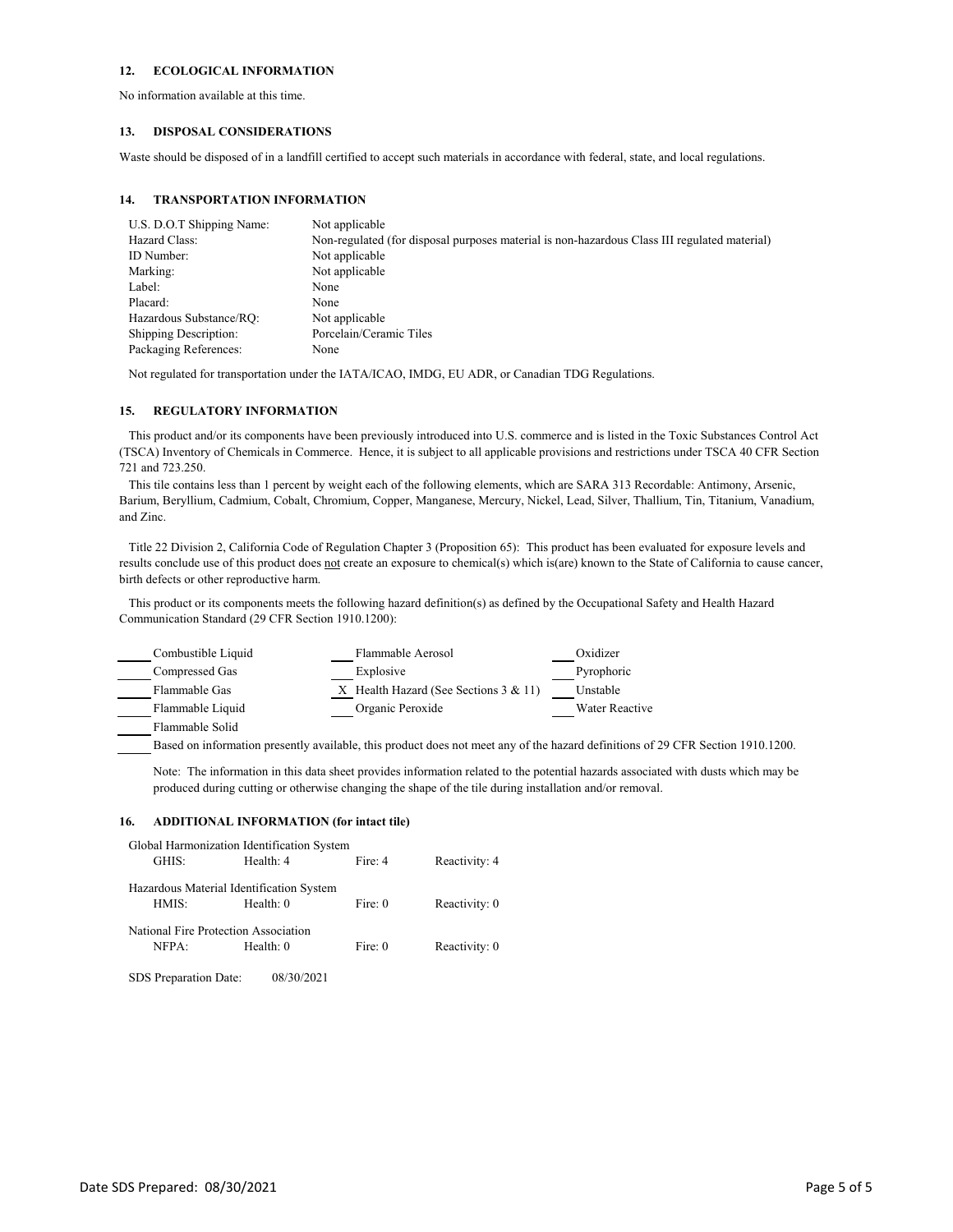## 12. ECOLOGICAL INFORMATION

No information available at this time.

## 13. DISPOSAL CONSIDERATIONS

Waste should be disposed of in a landfill certified to accept such materials in accordance with federal, state, and local regulations.

## 14. TRANSPORTATION INFORMATION

| | |
|---|---|
| U.S. D.O.T Shipping Name: | Not applicable |
| Hazard Class: | Non-regulated (for disposal purposes material is non-hazardous Class III regulated material) |
| ID Number: | Not applicable |
| Marking: | Not applicable |
| Label: | None |
| Placard: | None |
| Hazardous Substance/RQ: | Not applicable |
| Shipping Description: | Porcelain/Ceramic Tiles |
| Packaging References: | None |

Not regulated for transportation under the IATA/ICAO, IMDG, EU ADR, or Canadian TDG Regulations.

## 15. REGULATORY INFORMATION

This product and/or its components have been previously introduced into U.S. commerce and is listed in the Toxic Substances Control Act (TSCA) Inventory of Chemicals in Commerce. Hence, it is subject to all applicable provisions and restrictions under TSCA 40 CFR Section 721 and 723.250.

This tile contains less than 1 percent by weight each of the following elements, which are SARA 313 Recordable: Antimony, Arsenic, Barium, Beryllium, Cadmium, Cobalt, Chromium, Copper, Manganese, Mercury, Nickel, Lead, Silver, Thallium, Tin, Titanium, Vanadium, and Zinc.

Title 22 Division 2, California Code of Regulation Chapter 3 (Proposition 65): This product has been evaluated for exposure levels and results conclude use of this product does not create an exposure to chemical(s) which is(are) known to the State of California to cause cancer, birth defects or other reproductive harm.

This product or its components meets the following hazard definition(s) as defined by the Occupational Safety and Health Hazard Communication Standard (29 CFR Section 1910.1200):

| | | |
|---|---|---|
| ___ Combustible Liquid | ___ Flammable Aerosol | ___ Oxidizer |
| ___ Compressed Gas | ___ Explosive | ___ Pyrophoric |
| ___ Flammable Gas | X Health Hazard (See Sections 3 & 11) | ___ Unstable |
| ___ Flammable Liquid | ___ Organic Peroxide | ___ Water Reactive |
| ___ Flammable Solid | | |

___ Based on information presently available, this product does not meet any of the hazard definitions of 29 CFR Section 1910.1200.

Note: The information in this data sheet provides information related to the potential hazards associated with dusts which may be produced during cutting or otherwise changing the shape of the tile during installation and/or removal.

## 16. ADDITIONAL INFORMATION (for intact tile)

Global Harmonization Identification System

| | | | |
|---|---|---|---|
| GHIS: | Health: 4 | Fire: 4 | Reactivity: 4 |

Hazardous Material Identification System

| | | | |
|---|---|---|---|
| HMIS: | Health: 0 | Fire: 0 | Reactivity: 0 |

National Fire Protection Association

| | | | |
|---|---|---|---|
| NFPA: | Health: 0 | Fire: 0 | Reactivity: 0 |

SDS Preparation Date: 08/30/2021